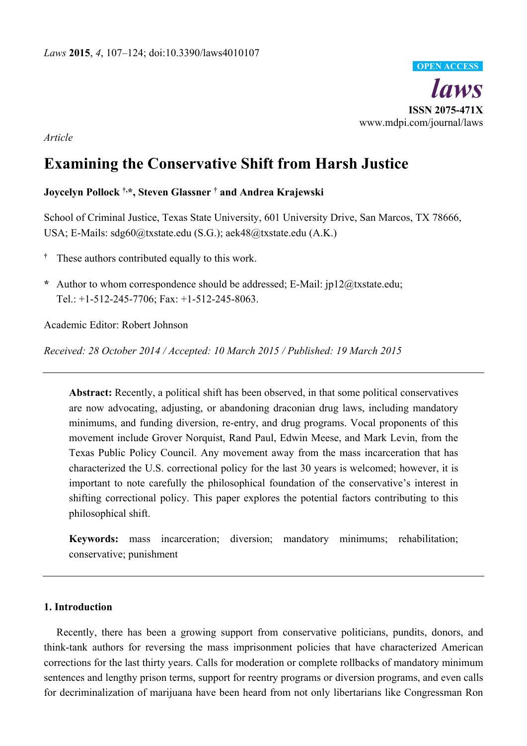*Laws* **2015**, *4*, 107–124; doi:10.3390/laws4010107

OPEN ACCESS

***laws***

**ISSN 2075-471X**

www.mdpi.com/journal/laws

*Article*

# Examining the Conservative Shift from Harsh Justice

**Joycelyn Pollock †,*, Steven Glassner † and Andrea Krajewski**

School of Criminal Justice, Texas State University, 601 University Drive, San Marcos, TX 78666, USA; E-Mails: sdg60@txstate.edu (S.G.); aek48@txstate.edu (A.K.)

† These authors contributed equally to this work.

\* Author to whom correspondence should be addressed; E-Mail: jp12@txstate.edu; Tel.: +1-512-245-7706; Fax: +1-512-245-8063.

Academic Editor: Robert Johnson

*Received: 28 October 2014 / Accepted: 10 March 2015 / Published: 19 March 2015*

---

**Abstract:** Recently, a political shift has been observed, in that some political conservatives are now advocating, adjusting, or abandoning draconian drug laws, including mandatory minimums, and funding diversion, re-entry, and drug programs. Vocal proponents of this movement include Grover Norquist, Rand Paul, Edwin Meese, and Mark Levin, from the Texas Public Policy Council. Any movement away from the mass incarceration that has characterized the U.S. correctional policy for the last 30 years is welcomed; however, it is important to note carefully the philosophical foundation of the conservative's interest in shifting correctional policy. This paper explores the potential factors contributing to this philosophical shift.

**Keywords:** mass incarceration; diversion; mandatory minimums; rehabilitation; conservative; punishment

---

## 1. Introduction

Recently, there has been a growing support from conservative politicians, pundits, donors, and think-tank authors for reversing the mass imprisonment policies that have characterized American corrections for the last thirty years. Calls for moderation or complete rollbacks of mandatory minimum sentences and lengthy prison terms, support for reentry programs or diversion programs, and even calls for decriminalization of marijuana have been heard from not only libertarians like Congressman Ron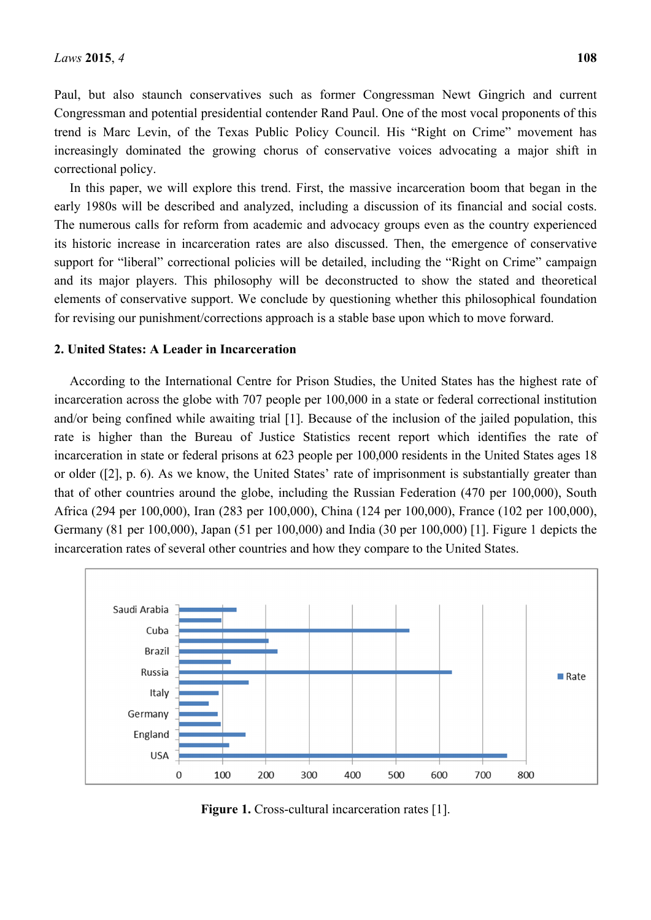Paul, but also staunch conservatives such as former Congressman Newt Gingrich and current Congressman and potential presidential contender Rand Paul. One of the most vocal proponents of this trend is Marc Levin, of the Texas Public Policy Council. His "Right on Crime" movement has increasingly dominated the growing chorus of conservative voices advocating a major shift in correctional policy.

In this paper, we will explore this trend. First, the massive incarceration boom that began in the early 1980s will be described and analyzed, including a discussion of its financial and social costs. The numerous calls for reform from academic and advocacy groups even as the country experienced its historic increase in incarceration rates are also discussed. Then, the emergence of conservative support for "liberal" correctional policies will be detailed, including the "Right on Crime" campaign and its major players. This philosophy will be deconstructed to show the stated and theoretical elements of conservative support. We conclude by questioning whether this philosophical foundation for revising our punishment/corrections approach is a stable base upon which to move forward.

## 2. United States: A Leader in Incarceration

According to the International Centre for Prison Studies, the United States has the highest rate of incarceration across the globe with 707 people per 100,000 in a state or federal correctional institution and/or being confined while awaiting trial [1]. Because of the inclusion of the jailed population, this rate is higher than the Bureau of Justice Statistics recent report which identifies the rate of incarceration in state or federal prisons at 623 people per 100,000 residents in the United States ages 18 or older ([2], p. 6). As we know, the United States' rate of imprisonment is substantially greater than that of other countries around the globe, including the Russian Federation (470 per 100,000), South Africa (294 per 100,000), Iran (283 per 100,000), China (124 per 100,000), France (102 per 100,000), Germany (81 per 100,000), Japan (51 per 100,000) and India (30 per 100,000) [1]. Figure 1 depicts the incarceration rates of several other countries and how they compare to the United States.

**Figure 1.** Cross-cultural incarceration rates [1].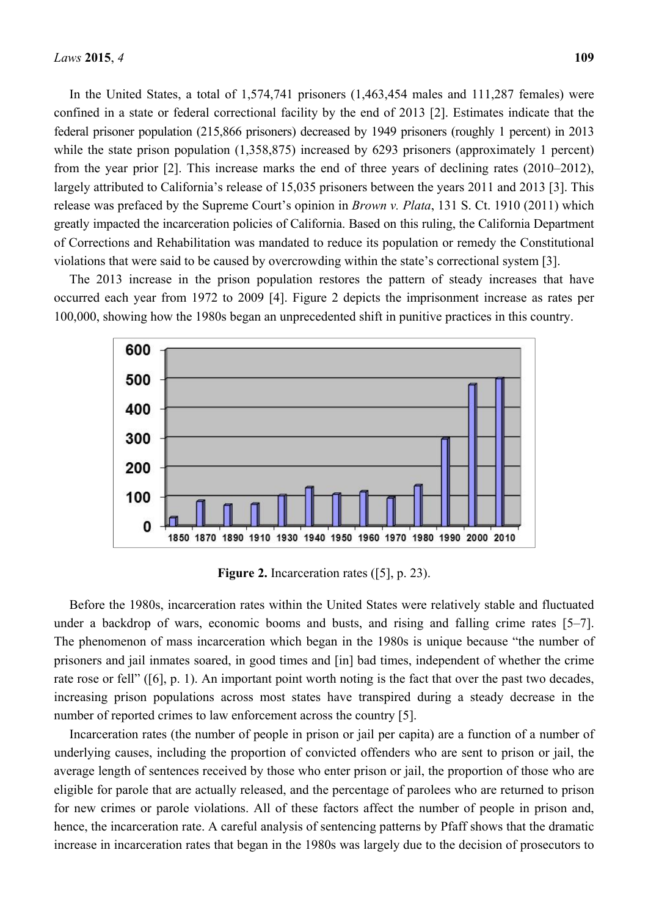In the United States, a total of 1,574,741 prisoners (1,463,454 males and 111,287 females) were confined in a state or federal correctional facility by the end of 2013 [2]. Estimates indicate that the federal prisoner population (215,866 prisoners) decreased by 1949 prisoners (roughly 1 percent) in 2013 while the state prison population (1,358,875) increased by 6293 prisoners (approximately 1 percent) from the year prior [2]. This increase marks the end of three years of declining rates (2010–2012), largely attributed to California's release of 15,035 prisoners between the years 2011 and 2013 [3]. This release was prefaced by the Supreme Court's opinion in *Brown v. Plata*, 131 S. Ct. 1910 (2011) which greatly impacted the incarceration policies of California. Based on this ruling, the California Department of Corrections and Rehabilitation was mandated to reduce its population or remedy the Constitutional violations that were said to be caused by overcrowding within the state's correctional system [3].

The 2013 increase in the prison population restores the pattern of steady increases that have occurred each year from 1972 to 2009 [4]. Figure 2 depicts the imprisonment increase as rates per 100,000, showing how the 1980s began an unprecedented shift in punitive practices in this country.

**Figure 2.** Incarceration rates ([5], p. 23).

Before the 1980s, incarceration rates within the United States were relatively stable and fluctuated under a backdrop of wars, economic booms and busts, and rising and falling crime rates [5–7]. The phenomenon of mass incarceration which began in the 1980s is unique because "the number of prisoners and jail inmates soared, in good times and [in] bad times, independent of whether the crime rate rose or fell" ([6], p. 1). An important point worth noting is the fact that over the past two decades, increasing prison populations across most states have transpired during a steady decrease in the number of reported crimes to law enforcement across the country [5].

Incarceration rates (the number of people in prison or jail per capita) are a function of a number of underlying causes, including the proportion of convicted offenders who are sent to prison or jail, the average length of sentences received by those who enter prison or jail, the proportion of those who are eligible for parole that are actually released, and the percentage of parolees who are returned to prison for new crimes or parole violations. All of these factors affect the number of people in prison and, hence, the incarceration rate. A careful analysis of sentencing patterns by Pfaff shows that the dramatic increase in incarceration rates that began in the 1980s was largely due to the decision of prosecutors to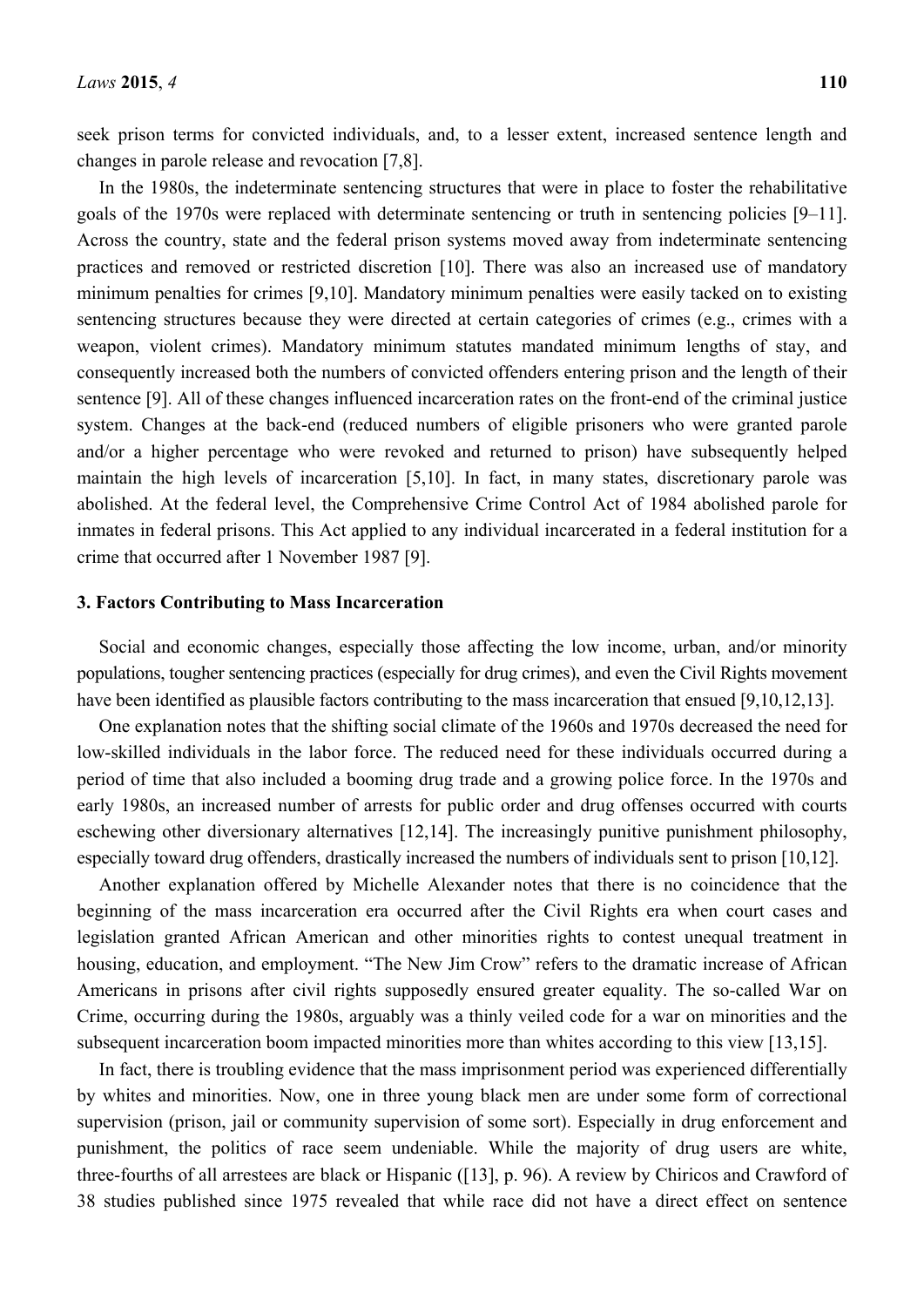seek prison terms for convicted individuals, and, to a lesser extent, increased sentence length and changes in parole release and revocation [7,8].

In the 1980s, the indeterminate sentencing structures that were in place to foster the rehabilitative goals of the 1970s were replaced with determinate sentencing or truth in sentencing policies [9–11]. Across the country, state and the federal prison systems moved away from indeterminate sentencing practices and removed or restricted discretion [10]. There was also an increased use of mandatory minimum penalties for crimes [9,10]. Mandatory minimum penalties were easily tacked on to existing sentencing structures because they were directed at certain categories of crimes (e.g., crimes with a weapon, violent crimes). Mandatory minimum statutes mandated minimum lengths of stay, and consequently increased both the numbers of convicted offenders entering prison and the length of their sentence [9]. All of these changes influenced incarceration rates on the front-end of the criminal justice system. Changes at the back-end (reduced numbers of eligible prisoners who were granted parole and/or a higher percentage who were revoked and returned to prison) have subsequently helped maintain the high levels of incarceration [5,10]. In fact, in many states, discretionary parole was abolished. At the federal level, the Comprehensive Crime Control Act of 1984 abolished parole for inmates in federal prisons. This Act applied to any individual incarcerated in a federal institution for a crime that occurred after 1 November 1987 [9].

## 3. Factors Contributing to Mass Incarceration

Social and economic changes, especially those affecting the low income, urban, and/or minority populations, tougher sentencing practices (especially for drug crimes), and even the Civil Rights movement have been identified as plausible factors contributing to the mass incarceration that ensued [9,10,12,13].

One explanation notes that the shifting social climate of the 1960s and 1970s decreased the need for low-skilled individuals in the labor force. The reduced need for these individuals occurred during a period of time that also included a booming drug trade and a growing police force. In the 1970s and early 1980s, an increased number of arrests for public order and drug offenses occurred with courts eschewing other diversionary alternatives [12,14]. The increasingly punitive punishment philosophy, especially toward drug offenders, drastically increased the numbers of individuals sent to prison [10,12].

Another explanation offered by Michelle Alexander notes that there is no coincidence that the beginning of the mass incarceration era occurred after the Civil Rights era when court cases and legislation granted African American and other minorities rights to contest unequal treatment in housing, education, and employment. "The New Jim Crow" refers to the dramatic increase of African Americans in prisons after civil rights supposedly ensured greater equality. The so-called War on Crime, occurring during the 1980s, arguably was a thinly veiled code for a war on minorities and the subsequent incarceration boom impacted minorities more than whites according to this view [13,15].

In fact, there is troubling evidence that the mass imprisonment period was experienced differentially by whites and minorities. Now, one in three young black men are under some form of correctional supervision (prison, jail or community supervision of some sort). Especially in drug enforcement and punishment, the politics of race seem undeniable. While the majority of drug users are white, three-fourths of all arrestees are black or Hispanic ([13], p. 96). A review by Chiricos and Crawford of 38 studies published since 1975 revealed that while race did not have a direct effect on sentence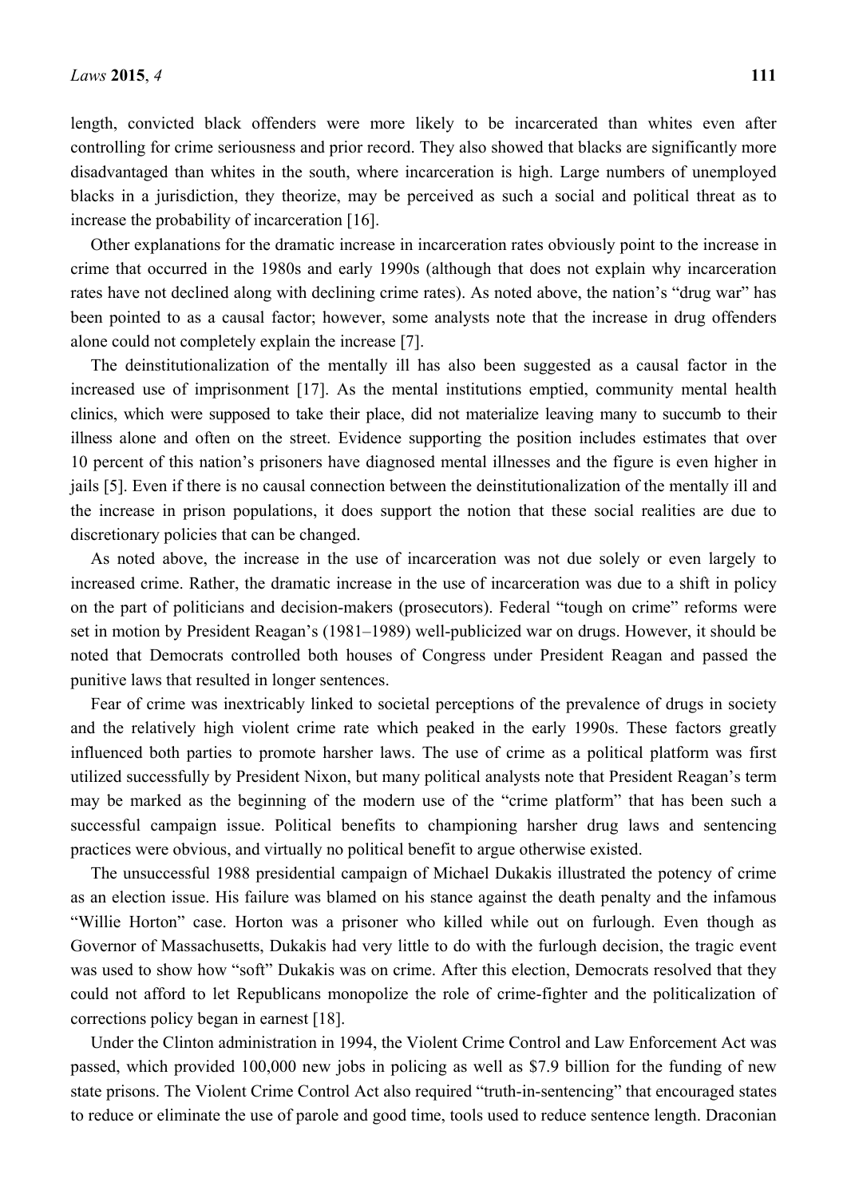length, convicted black offenders were more likely to be incarcerated than whites even after controlling for crime seriousness and prior record. They also showed that blacks are significantly more disadvantaged than whites in the south, where incarceration is high. Large numbers of unemployed blacks in a jurisdiction, they theorize, may be perceived as such a social and political threat as to increase the probability of incarceration [16].

Other explanations for the dramatic increase in incarceration rates obviously point to the increase in crime that occurred in the 1980s and early 1990s (although that does not explain why incarceration rates have not declined along with declining crime rates). As noted above, the nation's "drug war" has been pointed to as a causal factor; however, some analysts note that the increase in drug offenders alone could not completely explain the increase [7].

The deinstitutionalization of the mentally ill has also been suggested as a causal factor in the increased use of imprisonment [17]. As the mental institutions emptied, community mental health clinics, which were supposed to take their place, did not materialize leaving many to succumb to their illness alone and often on the street. Evidence supporting the position includes estimates that over 10 percent of this nation's prisoners have diagnosed mental illnesses and the figure is even higher in jails [5]. Even if there is no causal connection between the deinstitutionalization of the mentally ill and the increase in prison populations, it does support the notion that these social realities are due to discretionary policies that can be changed.

As noted above, the increase in the use of incarceration was not due solely or even largely to increased crime. Rather, the dramatic increase in the use of incarceration was due to a shift in policy on the part of politicians and decision-makers (prosecutors). Federal "tough on crime" reforms were set in motion by President Reagan's (1981–1989) well-publicized war on drugs. However, it should be noted that Democrats controlled both houses of Congress under President Reagan and passed the punitive laws that resulted in longer sentences.

Fear of crime was inextricably linked to societal perceptions of the prevalence of drugs in society and the relatively high violent crime rate which peaked in the early 1990s. These factors greatly influenced both parties to promote harsher laws. The use of crime as a political platform was first utilized successfully by President Nixon, but many political analysts note that President Reagan's term may be marked as the beginning of the modern use of the "crime platform" that has been such a successful campaign issue. Political benefits to championing harsher drug laws and sentencing practices were obvious, and virtually no political benefit to argue otherwise existed.

The unsuccessful 1988 presidential campaign of Michael Dukakis illustrated the potency of crime as an election issue. His failure was blamed on his stance against the death penalty and the infamous "Willie Horton" case. Horton was a prisoner who killed while out on furlough. Even though as Governor of Massachusetts, Dukakis had very little to do with the furlough decision, the tragic event was used to show how "soft" Dukakis was on crime. After this election, Democrats resolved that they could not afford to let Republicans monopolize the role of crime-fighter and the politicalization of corrections policy began in earnest [18].

Under the Clinton administration in 1994, the Violent Crime Control and Law Enforcement Act was passed, which provided 100,000 new jobs in policing as well as $7.9 billion for the funding of new state prisons. The Violent Crime Control Act also required "truth-in-sentencing" that encouraged states to reduce or eliminate the use of parole and good time, tools used to reduce sentence length. Draconian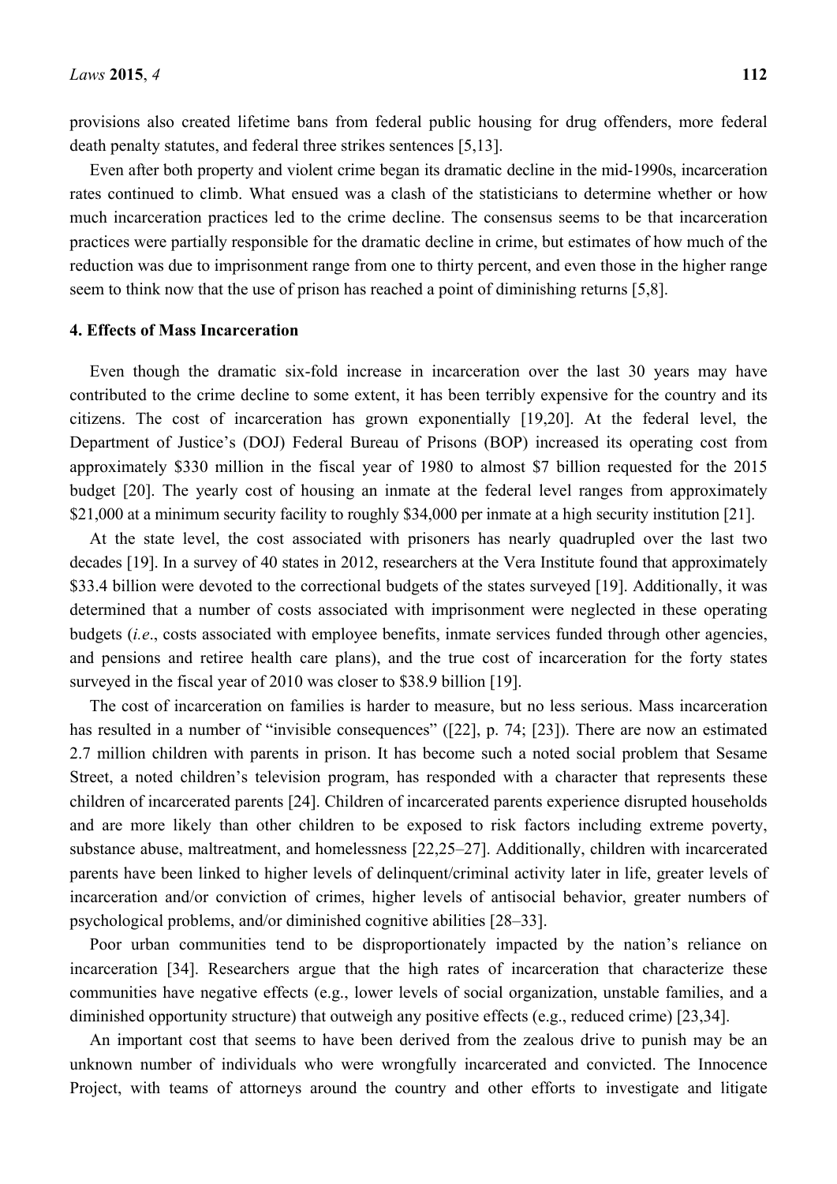provisions also created lifetime bans from federal public housing for drug offenders, more federal death penalty statutes, and federal three strikes sentences [5,13].

Even after both property and violent crime began its dramatic decline in the mid-1990s, incarceration rates continued to climb. What ensued was a clash of the statisticians to determine whether or how much incarceration practices led to the crime decline. The consensus seems to be that incarceration practices were partially responsible for the dramatic decline in crime, but estimates of how much of the reduction was due to imprisonment range from one to thirty percent, and even those in the higher range seem to think now that the use of prison has reached a point of diminishing returns [5,8].

## 4. Effects of Mass Incarceration

Even though the dramatic six-fold increase in incarceration over the last 30 years may have contributed to the crime decline to some extent, it has been terribly expensive for the country and its citizens. The cost of incarceration has grown exponentially [19,20]. At the federal level, the Department of Justice's (DOJ) Federal Bureau of Prisons (BOP) increased its operating cost from approximately $330 million in the fiscal year of 1980 to almost $7 billion requested for the 2015 budget [20]. The yearly cost of housing an inmate at the federal level ranges from approximately $21,000 at a minimum security facility to roughly $34,000 per inmate at a high security institution [21].

At the state level, the cost associated with prisoners has nearly quadrupled over the last two decades [19]. In a survey of 40 states in 2012, researchers at the Vera Institute found that approximately $33.4 billion were devoted to the correctional budgets of the states surveyed [19]. Additionally, it was determined that a number of costs associated with imprisonment were neglected in these operating budgets (*i.e*., costs associated with employee benefits, inmate services funded through other agencies, and pensions and retiree health care plans), and the true cost of incarceration for the forty states surveyed in the fiscal year of 2010 was closer to $38.9 billion [19].

The cost of incarceration on families is harder to measure, but no less serious. Mass incarceration has resulted in a number of "invisible consequences" ([22], p. 74; [23]). There are now an estimated 2.7 million children with parents in prison. It has become such a noted social problem that Sesame Street, a noted children's television program, has responded with a character that represents these children of incarcerated parents [24]. Children of incarcerated parents experience disrupted households and are more likely than other children to be exposed to risk factors including extreme poverty, substance abuse, maltreatment, and homelessness [22,25–27]. Additionally, children with incarcerated parents have been linked to higher levels of delinquent/criminal activity later in life, greater levels of incarceration and/or conviction of crimes, higher levels of antisocial behavior, greater numbers of psychological problems, and/or diminished cognitive abilities [28–33].

Poor urban communities tend to be disproportionately impacted by the nation's reliance on incarceration [34]. Researchers argue that the high rates of incarceration that characterize these communities have negative effects (e.g., lower levels of social organization, unstable families, and a diminished opportunity structure) that outweigh any positive effects (e.g., reduced crime) [23,34].

An important cost that seems to have been derived from the zealous drive to punish may be an unknown number of individuals who were wrongfully incarcerated and convicted. The Innocence Project, with teams of attorneys around the country and other efforts to investigate and litigate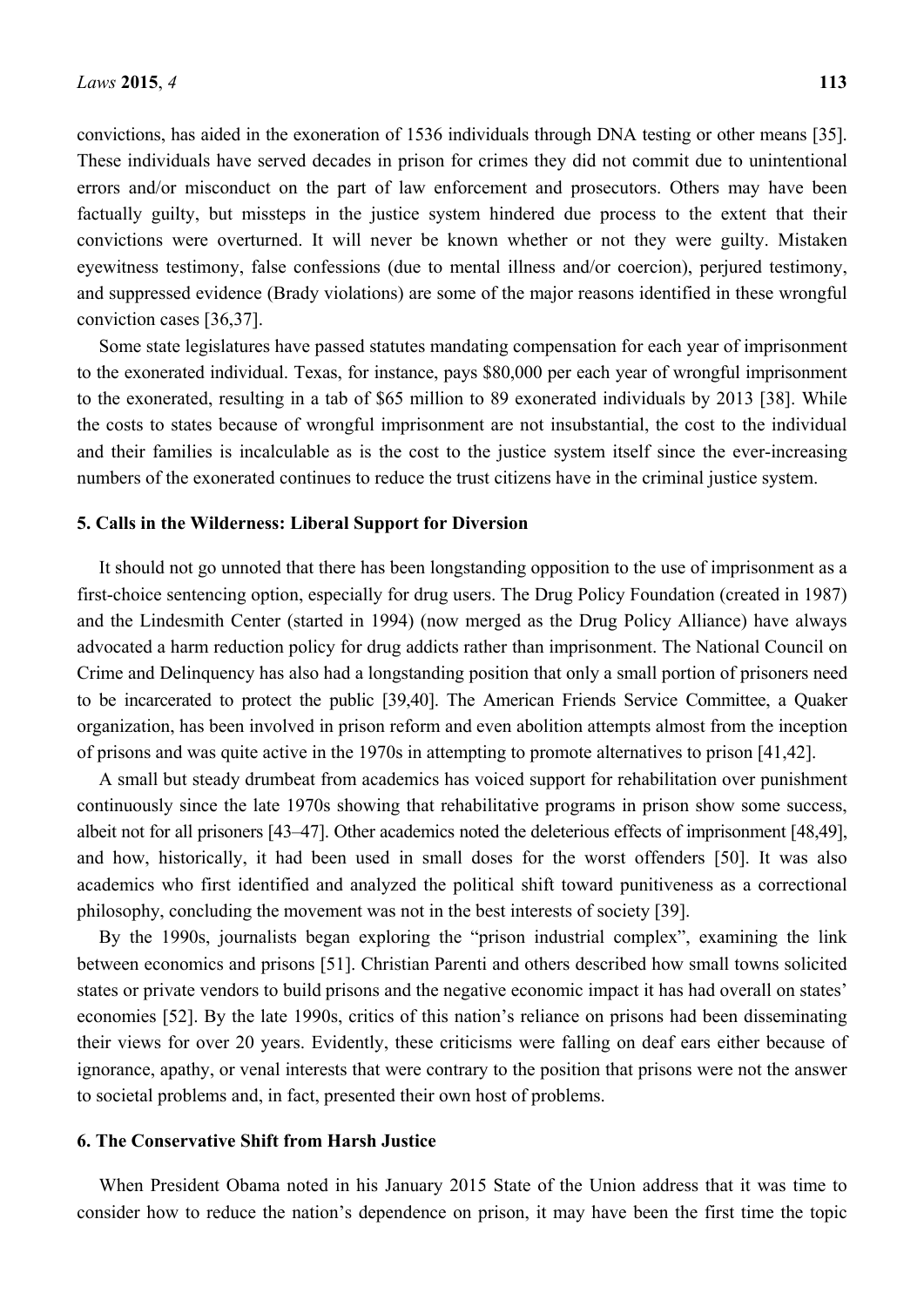convictions, has aided in the exoneration of 1536 individuals through DNA testing or other means [35]. These individuals have served decades in prison for crimes they did not commit due to unintentional errors and/or misconduct on the part of law enforcement and prosecutors. Others may have been factually guilty, but missteps in the justice system hindered due process to the extent that their convictions were overturned. It will never be known whether or not they were guilty. Mistaken eyewitness testimony, false confessions (due to mental illness and/or coercion), perjured testimony, and suppressed evidence (Brady violations) are some of the major reasons identified in these wrongful conviction cases [36,37].

Some state legislatures have passed statutes mandating compensation for each year of imprisonment to the exonerated individual. Texas, for instance, pays $80,000 per each year of wrongful imprisonment to the exonerated, resulting in a tab of $65 million to 89 exonerated individuals by 2013 [38]. While the costs to states because of wrongful imprisonment are not insubstantial, the cost to the individual and their families is incalculable as is the cost to the justice system itself since the ever-increasing numbers of the exonerated continues to reduce the trust citizens have in the criminal justice system.

## 5. Calls in the Wilderness: Liberal Support for Diversion

It should not go unnoted that there has been longstanding opposition to the use of imprisonment as a first-choice sentencing option, especially for drug users. The Drug Policy Foundation (created in 1987) and the Lindesmith Center (started in 1994) (now merged as the Drug Policy Alliance) have always advocated a harm reduction policy for drug addicts rather than imprisonment. The National Council on Crime and Delinquency has also had a longstanding position that only a small portion of prisoners need to be incarcerated to protect the public [39,40]. The American Friends Service Committee, a Quaker organization, has been involved in prison reform and even abolition attempts almost from the inception of prisons and was quite active in the 1970s in attempting to promote alternatives to prison [41,42].

A small but steady drumbeat from academics has voiced support for rehabilitation over punishment continuously since the late 1970s showing that rehabilitative programs in prison show some success, albeit not for all prisoners [43–47]. Other academics noted the deleterious effects of imprisonment [48,49], and how, historically, it had been used in small doses for the worst offenders [50]. It was also academics who first identified and analyzed the political shift toward punitiveness as a correctional philosophy, concluding the movement was not in the best interests of society [39].

By the 1990s, journalists began exploring the "prison industrial complex", examining the link between economics and prisons [51]. Christian Parenti and others described how small towns solicited states or private vendors to build prisons and the negative economic impact it has had overall on states' economies [52]. By the late 1990s, critics of this nation's reliance on prisons had been disseminating their views for over 20 years. Evidently, these criticisms were falling on deaf ears either because of ignorance, apathy, or venal interests that were contrary to the position that prisons were not the answer to societal problems and, in fact, presented their own host of problems.

## 6. The Conservative Shift from Harsh Justice

When President Obama noted in his January 2015 State of the Union address that it was time to consider how to reduce the nation's dependence on prison, it may have been the first time the topic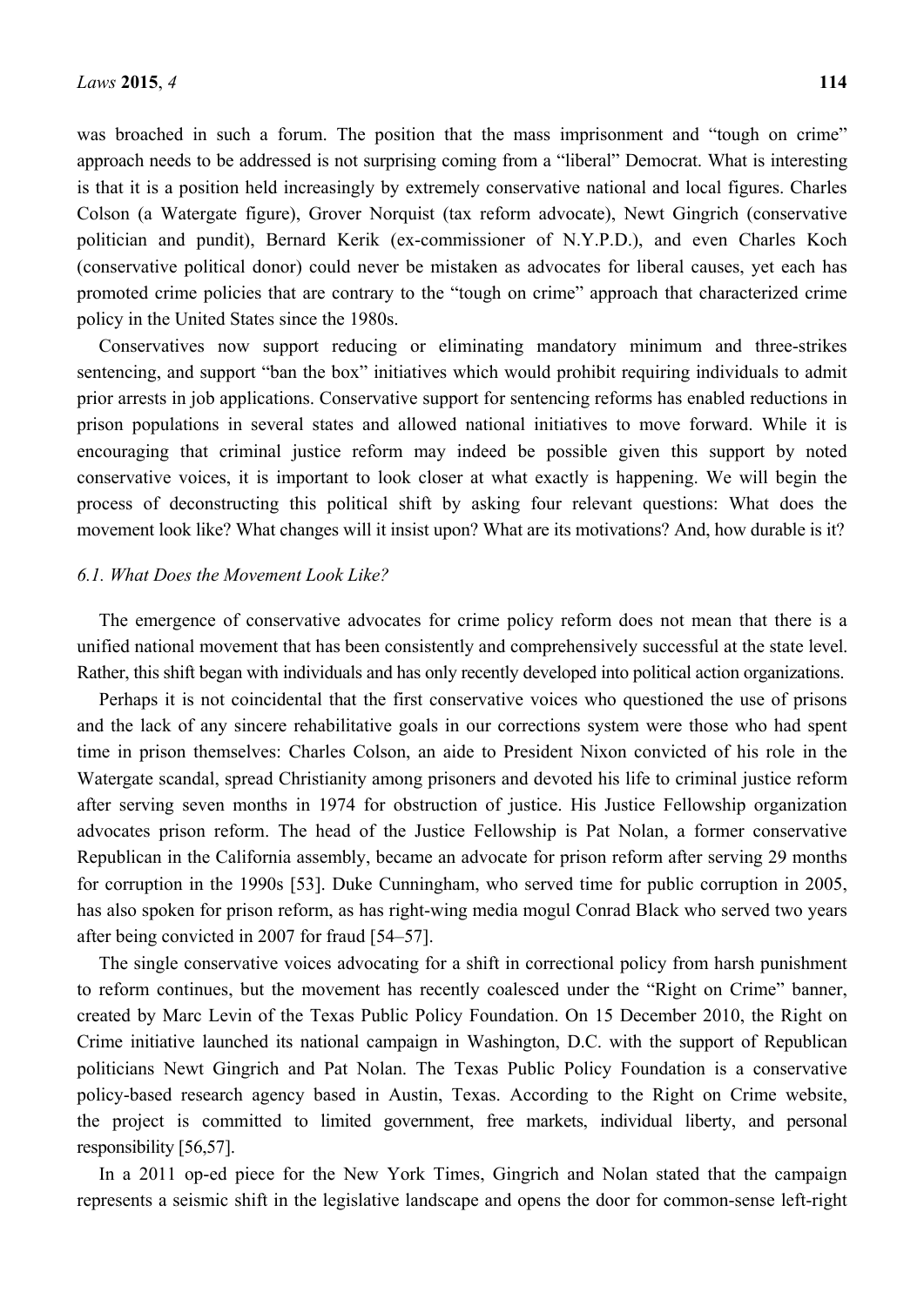was broached in such a forum. The position that the mass imprisonment and "tough on crime" approach needs to be addressed is not surprising coming from a "liberal" Democrat. What is interesting is that it is a position held increasingly by extremely conservative national and local figures. Charles Colson (a Watergate figure), Grover Norquist (tax reform advocate), Newt Gingrich (conservative politician and pundit), Bernard Kerik (ex-commissioner of N.Y.P.D.), and even Charles Koch (conservative political donor) could never be mistaken as advocates for liberal causes, yet each has promoted crime policies that are contrary to the "tough on crime" approach that characterized crime policy in the United States since the 1980s.

Conservatives now support reducing or eliminating mandatory minimum and three-strikes sentencing, and support "ban the box" initiatives which would prohibit requiring individuals to admit prior arrests in job applications. Conservative support for sentencing reforms has enabled reductions in prison populations in several states and allowed national initiatives to move forward. While it is encouraging that criminal justice reform may indeed be possible given this support by noted conservative voices, it is important to look closer at what exactly is happening. We will begin the process of deconstructing this political shift by asking four relevant questions: What does the movement look like? What changes will it insist upon? What are its motivations? And, how durable is it?

### *6.1. What Does the Movement Look Like?*

The emergence of conservative advocates for crime policy reform does not mean that there is a unified national movement that has been consistently and comprehensively successful at the state level. Rather, this shift began with individuals and has only recently developed into political action organizations.

Perhaps it is not coincidental that the first conservative voices who questioned the use of prisons and the lack of any sincere rehabilitative goals in our corrections system were those who had spent time in prison themselves: Charles Colson, an aide to President Nixon convicted of his role in the Watergate scandal, spread Christianity among prisoners and devoted his life to criminal justice reform after serving seven months in 1974 for obstruction of justice. His Justice Fellowship organization advocates prison reform. The head of the Justice Fellowship is Pat Nolan, a former conservative Republican in the California assembly, became an advocate for prison reform after serving 29 months for corruption in the 1990s [53]. Duke Cunningham, who served time for public corruption in 2005, has also spoken for prison reform, as has right-wing media mogul Conrad Black who served two years after being convicted in 2007 for fraud [54–57].

The single conservative voices advocating for a shift in correctional policy from harsh punishment to reform continues, but the movement has recently coalesced under the "Right on Crime" banner, created by Marc Levin of the Texas Public Policy Foundation. On 15 December 2010, the Right on Crime initiative launched its national campaign in Washington, D.C. with the support of Republican politicians Newt Gingrich and Pat Nolan. The Texas Public Policy Foundation is a conservative policy-based research agency based in Austin, Texas. According to the Right on Crime website, the project is committed to limited government, free markets, individual liberty, and personal responsibility [56,57].

In a 2011 op-ed piece for the New York Times, Gingrich and Nolan stated that the campaign represents a seismic shift in the legislative landscape and opens the door for common-sense left-right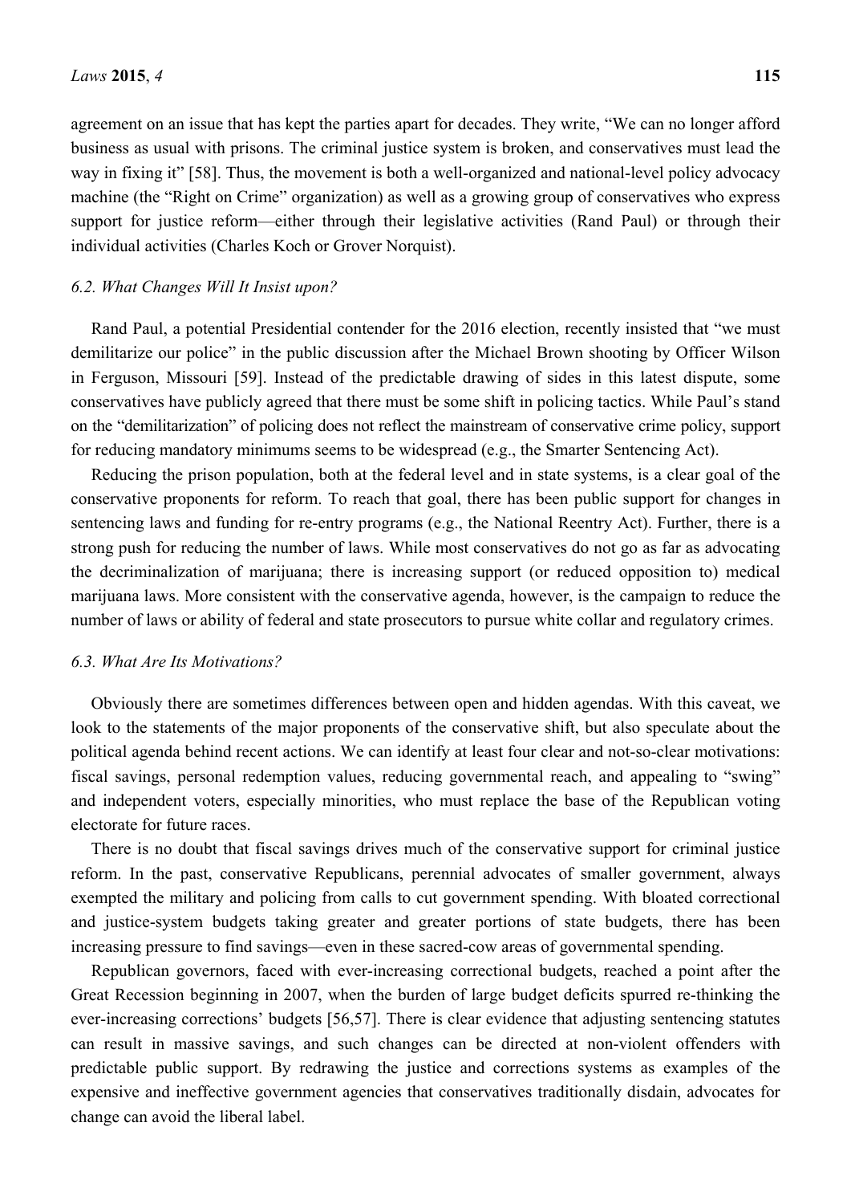agreement on an issue that has kept the parties apart for decades. They write, "We can no longer afford business as usual with prisons. The criminal justice system is broken, and conservatives must lead the way in fixing it" [58]. Thus, the movement is both a well-organized and national-level policy advocacy machine (the "Right on Crime" organization) as well as a growing group of conservatives who express support for justice reform—either through their legislative activities (Rand Paul) or through their individual activities (Charles Koch or Grover Norquist).

### *6.2. What Changes Will It Insist upon?*

Rand Paul, a potential Presidential contender for the 2016 election, recently insisted that "we must demilitarize our police" in the public discussion after the Michael Brown shooting by Officer Wilson in Ferguson, Missouri [59]. Instead of the predictable drawing of sides in this latest dispute, some conservatives have publicly agreed that there must be some shift in policing tactics. While Paul's stand on the "demilitarization" of policing does not reflect the mainstream of conservative crime policy, support for reducing mandatory minimums seems to be widespread (e.g., the Smarter Sentencing Act).

Reducing the prison population, both at the federal level and in state systems, is a clear goal of the conservative proponents for reform. To reach that goal, there has been public support for changes in sentencing laws and funding for re-entry programs (e.g., the National Reentry Act). Further, there is a strong push for reducing the number of laws. While most conservatives do not go as far as advocating the decriminalization of marijuana; there is increasing support (or reduced opposition to) medical marijuana laws. More consistent with the conservative agenda, however, is the campaign to reduce the number of laws or ability of federal and state prosecutors to pursue white collar and regulatory crimes.

### *6.3. What Are Its Motivations?*

Obviously there are sometimes differences between open and hidden agendas. With this caveat, we look to the statements of the major proponents of the conservative shift, but also speculate about the political agenda behind recent actions. We can identify at least four clear and not-so-clear motivations: fiscal savings, personal redemption values, reducing governmental reach, and appealing to "swing" and independent voters, especially minorities, who must replace the base of the Republican voting electorate for future races.

There is no doubt that fiscal savings drives much of the conservative support for criminal justice reform. In the past, conservative Republicans, perennial advocates of smaller government, always exempted the military and policing from calls to cut government spending. With bloated correctional and justice-system budgets taking greater and greater portions of state budgets, there has been increasing pressure to find savings—even in these sacred-cow areas of governmental spending.

Republican governors, faced with ever-increasing correctional budgets, reached a point after the Great Recession beginning in 2007, when the burden of large budget deficits spurred re-thinking the ever-increasing corrections' budgets [56,57]. There is clear evidence that adjusting sentencing statutes can result in massive savings, and such changes can be directed at non-violent offenders with predictable public support. By redrawing the justice and corrections systems as examples of the expensive and ineffective government agencies that conservatives traditionally disdain, advocates for change can avoid the liberal label.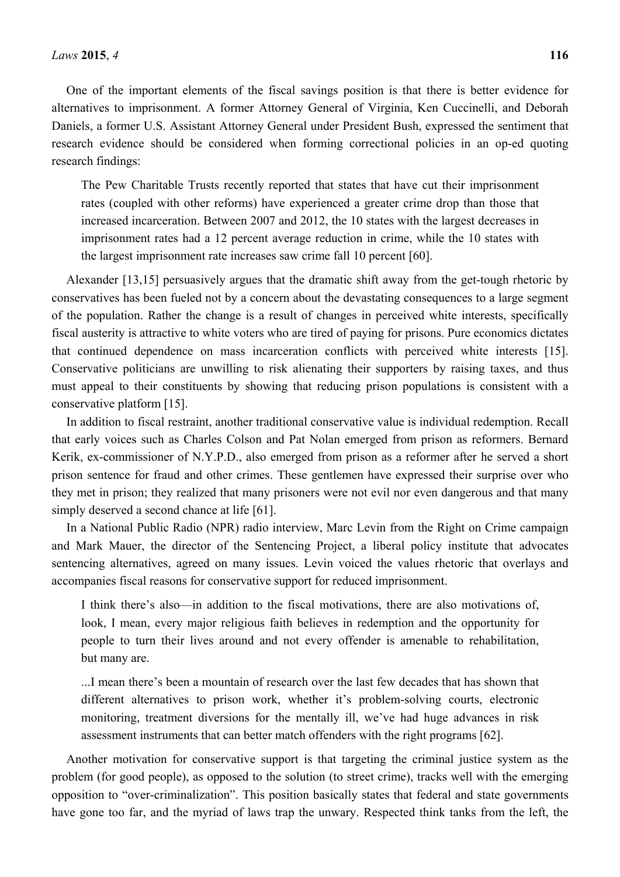One of the important elements of the fiscal savings position is that there is better evidence for alternatives to imprisonment. A former Attorney General of Virginia, Ken Cuccinelli, and Deborah Daniels, a former U.S. Assistant Attorney General under President Bush, expressed the sentiment that research evidence should be considered when forming correctional policies in an op-ed quoting research findings:

> The Pew Charitable Trusts recently reported that states that have cut their imprisonment rates (coupled with other reforms) have experienced a greater crime drop than those that increased incarceration. Between 2007 and 2012, the 10 states with the largest decreases in imprisonment rates had a 12 percent average reduction in crime, while the 10 states with the largest imprisonment rate increases saw crime fall 10 percent [60].

Alexander [13,15] persuasively argues that the dramatic shift away from the get-tough rhetoric by conservatives has been fueled not by a concern about the devastating consequences to a large segment of the population. Rather the change is a result of changes in perceived white interests, specifically fiscal austerity is attractive to white voters who are tired of paying for prisons. Pure economics dictates that continued dependence on mass incarceration conflicts with perceived white interests [15]. Conservative politicians are unwilling to risk alienating their supporters by raising taxes, and thus must appeal to their constituents by showing that reducing prison populations is consistent with a conservative platform [15].

In addition to fiscal restraint, another traditional conservative value is individual redemption. Recall that early voices such as Charles Colson and Pat Nolan emerged from prison as reformers. Bernard Kerik, ex-commissioner of N.Y.P.D., also emerged from prison as a reformer after he served a short prison sentence for fraud and other crimes. These gentlemen have expressed their surprise over who they met in prison; they realized that many prisoners were not evil nor even dangerous and that many simply deserved a second chance at life [61].

In a National Public Radio (NPR) radio interview, Marc Levin from the Right on Crime campaign and Mark Mauer, the director of the Sentencing Project, a liberal policy institute that advocates sentencing alternatives, agreed on many issues. Levin voiced the values rhetoric that overlays and accompanies fiscal reasons for conservative support for reduced imprisonment.

> I think there's also—in addition to the fiscal motivations, there are also motivations of, look, I mean, every major religious faith believes in redemption and the opportunity for people to turn their lives around and not every offender is amenable to rehabilitation, but many are.
>
> ...I mean there's been a mountain of research over the last few decades that has shown that different alternatives to prison work, whether it's problem-solving courts, electronic monitoring, treatment diversions for the mentally ill, we've had huge advances in risk assessment instruments that can better match offenders with the right programs [62].

Another motivation for conservative support is that targeting the criminal justice system as the problem (for good people), as opposed to the solution (to street crime), tracks well with the emerging opposition to "over-criminalization". This position basically states that federal and state governments have gone too far, and the myriad of laws trap the unwary. Respected think tanks from the left, the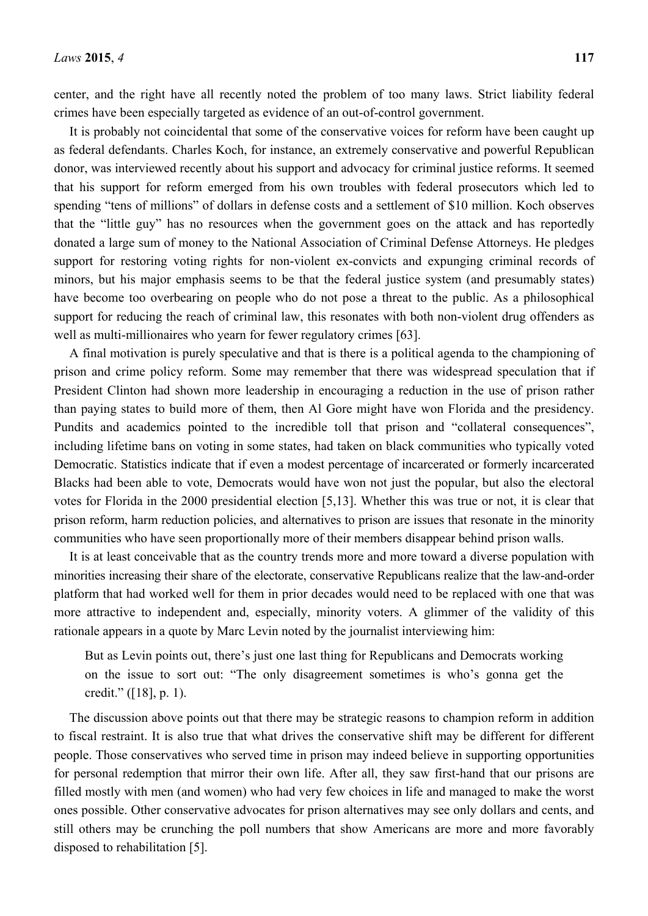center, and the right have all recently noted the problem of too many laws. Strict liability federal crimes have been especially targeted as evidence of an out-of-control government.

It is probably not coincidental that some of the conservative voices for reform have been caught up as federal defendants. Charles Koch, for instance, an extremely conservative and powerful Republican donor, was interviewed recently about his support and advocacy for criminal justice reforms. It seemed that his support for reform emerged from his own troubles with federal prosecutors which led to spending "tens of millions" of dollars in defense costs and a settlement of $10 million. Koch observes that the "little guy" has no resources when the government goes on the attack and has reportedly donated a large sum of money to the National Association of Criminal Defense Attorneys. He pledges support for restoring voting rights for non-violent ex-convicts and expunging criminal records of minors, but his major emphasis seems to be that the federal justice system (and presumably states) have become too overbearing on people who do not pose a threat to the public. As a philosophical support for reducing the reach of criminal law, this resonates with both non-violent drug offenders as well as multi-millionaires who yearn for fewer regulatory crimes [63].

A final motivation is purely speculative and that is there is a political agenda to the championing of prison and crime policy reform. Some may remember that there was widespread speculation that if President Clinton had shown more leadership in encouraging a reduction in the use of prison rather than paying states to build more of them, then Al Gore might have won Florida and the presidency. Pundits and academics pointed to the incredible toll that prison and "collateral consequences", including lifetime bans on voting in some states, had taken on black communities who typically voted Democratic. Statistics indicate that if even a modest percentage of incarcerated or formerly incarcerated Blacks had been able to vote, Democrats would have won not just the popular, but also the electoral votes for Florida in the 2000 presidential election [5,13]. Whether this was true or not, it is clear that prison reform, harm reduction policies, and alternatives to prison are issues that resonate in the minority communities who have seen proportionally more of their members disappear behind prison walls.

It is at least conceivable that as the country trends more and more toward a diverse population with minorities increasing their share of the electorate, conservative Republicans realize that the law-and-order platform that had worked well for them in prior decades would need to be replaced with one that was more attractive to independent and, especially, minority voters. A glimmer of the validity of this rationale appears in a quote by Marc Levin noted by the journalist interviewing him:

> But as Levin points out, there's just one last thing for Republicans and Democrats working on the issue to sort out: "The only disagreement sometimes is who's gonna get the credit." ([18], p. 1).

The discussion above points out that there may be strategic reasons to champion reform in addition to fiscal restraint. It is also true that what drives the conservative shift may be different for different people. Those conservatives who served time in prison may indeed believe in supporting opportunities for personal redemption that mirror their own life. After all, they saw first-hand that our prisons are filled mostly with men (and women) who had very few choices in life and managed to make the worst ones possible. Other conservative advocates for prison alternatives may see only dollars and cents, and still others may be crunching the poll numbers that show Americans are more and more favorably disposed to rehabilitation [5].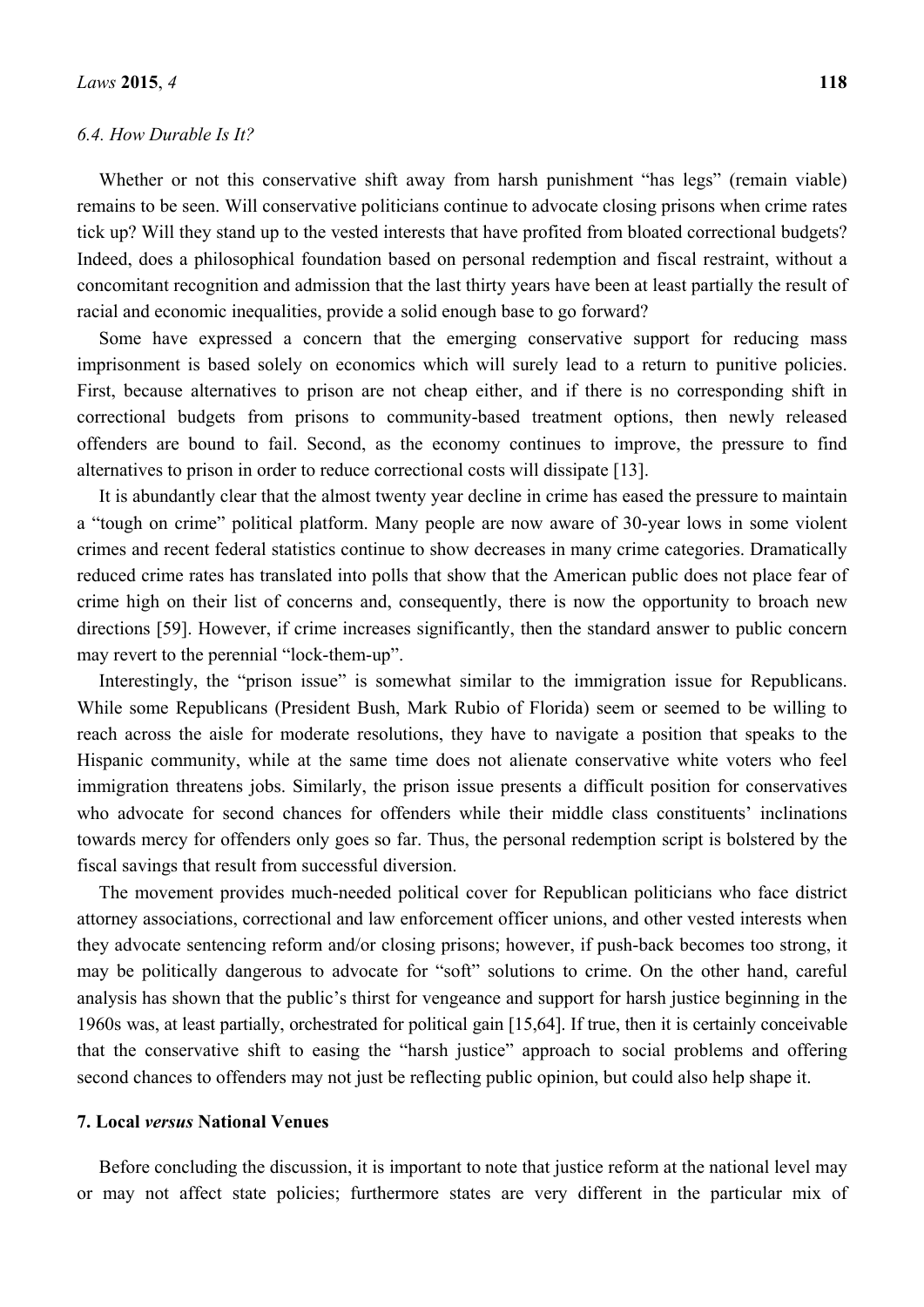### *6.4. How Durable Is It?*

Whether or not this conservative shift away from harsh punishment "has legs" (remain viable) remains to be seen. Will conservative politicians continue to advocate closing prisons when crime rates tick up? Will they stand up to the vested interests that have profited from bloated correctional budgets? Indeed, does a philosophical foundation based on personal redemption and fiscal restraint, without a concomitant recognition and admission that the last thirty years have been at least partially the result of racial and economic inequalities, provide a solid enough base to go forward?

Some have expressed a concern that the emerging conservative support for reducing mass imprisonment is based solely on economics which will surely lead to a return to punitive policies. First, because alternatives to prison are not cheap either, and if there is no corresponding shift in correctional budgets from prisons to community-based treatment options, then newly released offenders are bound to fail. Second, as the economy continues to improve, the pressure to find alternatives to prison in order to reduce correctional costs will dissipate [13].

It is abundantly clear that the almost twenty year decline in crime has eased the pressure to maintain a "tough on crime" political platform. Many people are now aware of 30-year lows in some violent crimes and recent federal statistics continue to show decreases in many crime categories. Dramatically reduced crime rates has translated into polls that show that the American public does not place fear of crime high on their list of concerns and, consequently, there is now the opportunity to broach new directions [59]. However, if crime increases significantly, then the standard answer to public concern may revert to the perennial "lock-them-up".

Interestingly, the "prison issue" is somewhat similar to the immigration issue for Republicans. While some Republicans (President Bush, Mark Rubio of Florida) seem or seemed to be willing to reach across the aisle for moderate resolutions, they have to navigate a position that speaks to the Hispanic community, while at the same time does not alienate conservative white voters who feel immigration threatens jobs. Similarly, the prison issue presents a difficult position for conservatives who advocate for second chances for offenders while their middle class constituents' inclinations towards mercy for offenders only goes so far. Thus, the personal redemption script is bolstered by the fiscal savings that result from successful diversion.

The movement provides much-needed political cover for Republican politicians who face district attorney associations, correctional and law enforcement officer unions, and other vested interests when they advocate sentencing reform and/or closing prisons; however, if push-back becomes too strong, it may be politically dangerous to advocate for "soft" solutions to crime. On the other hand, careful analysis has shown that the public's thirst for vengeance and support for harsh justice beginning in the 1960s was, at least partially, orchestrated for political gain [15,64]. If true, then it is certainly conceivable that the conservative shift to easing the "harsh justice" approach to social problems and offering second chances to offenders may not just be reflecting public opinion, but could also help shape it.

## 7. Local *versus* National Venues

Before concluding the discussion, it is important to note that justice reform at the national level may or may not affect state policies; furthermore states are very different in the particular mix of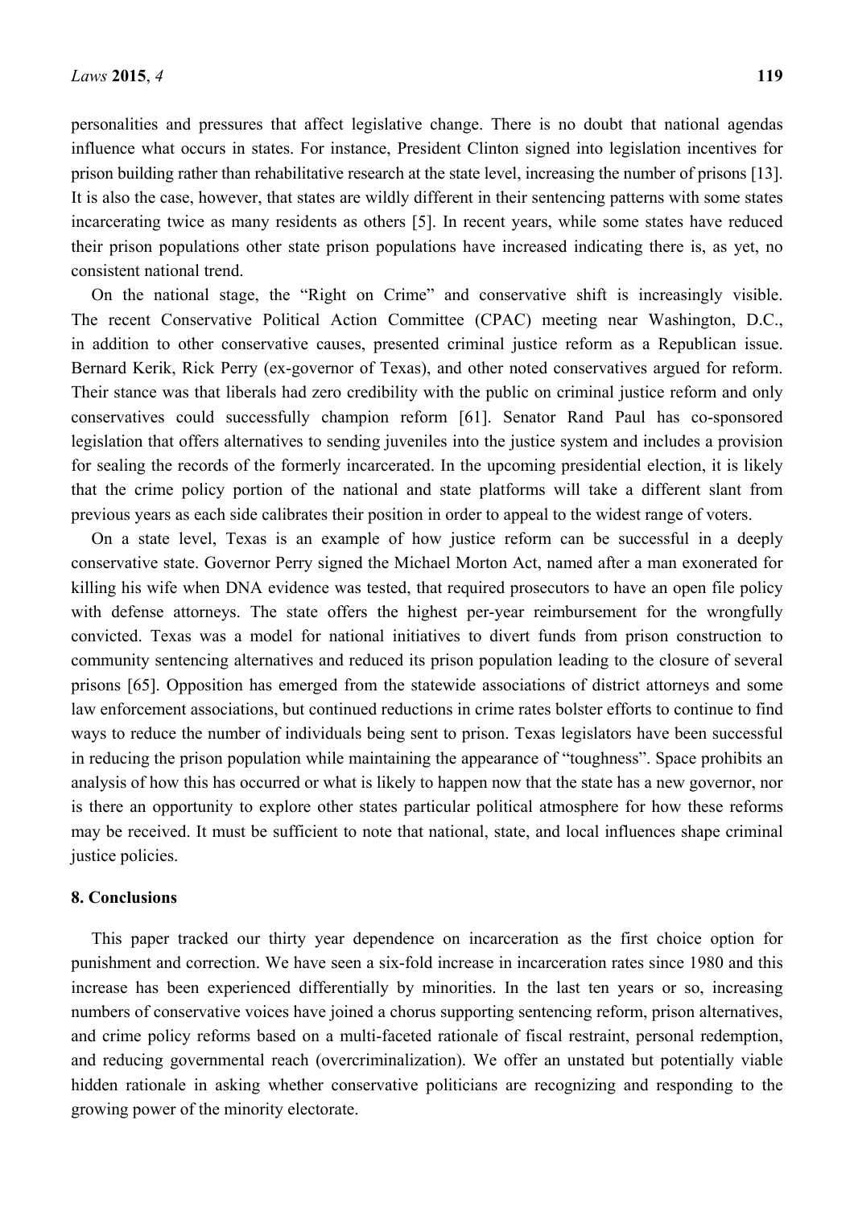personalities and pressures that affect legislative change. There is no doubt that national agendas influence what occurs in states. For instance, President Clinton signed into legislation incentives for prison building rather than rehabilitative research at the state level, increasing the number of prisons [13]. It is also the case, however, that states are wildly different in their sentencing patterns with some states incarcerating twice as many residents as others [5]. In recent years, while some states have reduced their prison populations other state prison populations have increased indicating there is, as yet, no consistent national trend.

On the national stage, the "Right on Crime" and conservative shift is increasingly visible. The recent Conservative Political Action Committee (CPAC) meeting near Washington, D.C., in addition to other conservative causes, presented criminal justice reform as a Republican issue. Bernard Kerik, Rick Perry (ex-governor of Texas), and other noted conservatives argued for reform. Their stance was that liberals had zero credibility with the public on criminal justice reform and only conservatives could successfully champion reform [61]. Senator Rand Paul has co-sponsored legislation that offers alternatives to sending juveniles into the justice system and includes a provision for sealing the records of the formerly incarcerated. In the upcoming presidential election, it is likely that the crime policy portion of the national and state platforms will take a different slant from previous years as each side calibrates their position in order to appeal to the widest range of voters.

On a state level, Texas is an example of how justice reform can be successful in a deeply conservative state. Governor Perry signed the Michael Morton Act, named after a man exonerated for killing his wife when DNA evidence was tested, that required prosecutors to have an open file policy with defense attorneys. The state offers the highest per-year reimbursement for the wrongfully convicted. Texas was a model for national initiatives to divert funds from prison construction to community sentencing alternatives and reduced its prison population leading to the closure of several prisons [65]. Opposition has emerged from the statewide associations of district attorneys and some law enforcement associations, but continued reductions in crime rates bolster efforts to continue to find ways to reduce the number of individuals being sent to prison. Texas legislators have been successful in reducing the prison population while maintaining the appearance of "toughness". Space prohibits an analysis of how this has occurred or what is likely to happen now that the state has a new governor, nor is there an opportunity to explore other states particular political atmosphere for how these reforms may be received. It must be sufficient to note that national, state, and local influences shape criminal justice policies.

## 8. Conclusions

This paper tracked our thirty year dependence on incarceration as the first choice option for punishment and correction. We have seen a six-fold increase in incarceration rates since 1980 and this increase has been experienced differentially by minorities. In the last ten years or so, increasing numbers of conservative voices have joined a chorus supporting sentencing reform, prison alternatives, and crime policy reforms based on a multi-faceted rationale of fiscal restraint, personal redemption, and reducing governmental reach (overcriminalization). We offer an unstated but potentially viable hidden rationale in asking whether conservative politicians are recognizing and responding to the growing power of the minority electorate.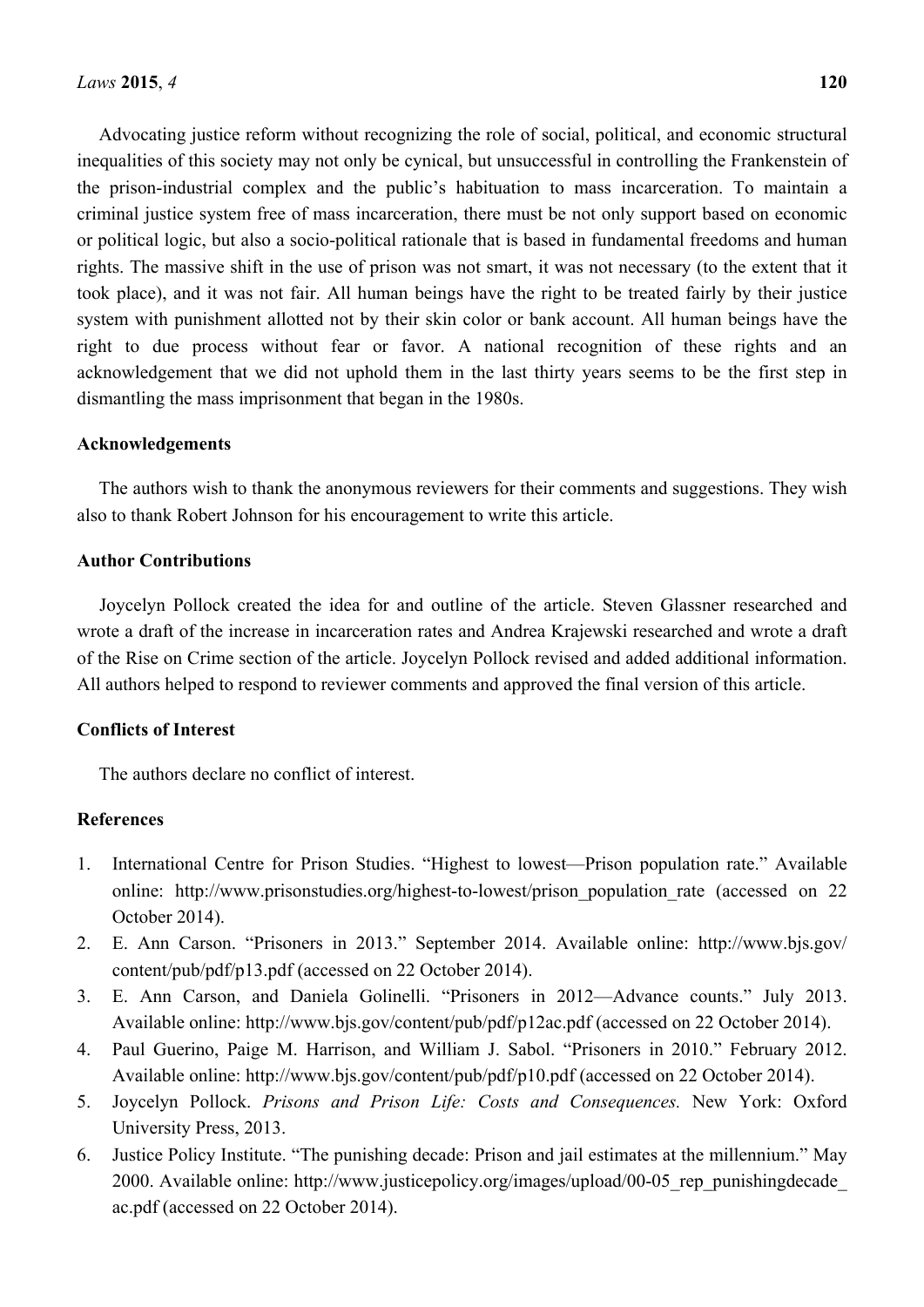Advocating justice reform without recognizing the role of social, political, and economic structural inequalities of this society may not only be cynical, but unsuccessful in controlling the Frankenstein of the prison-industrial complex and the public's habituation to mass incarceration. To maintain a criminal justice system free of mass incarceration, there must be not only support based on economic or political logic, but also a socio-political rationale that is based in fundamental freedoms and human rights. The massive shift in the use of prison was not smart, it was not necessary (to the extent that it took place), and it was not fair. All human beings have the right to be treated fairly by their justice system with punishment allotted not by their skin color or bank account. All human beings have the right to due process without fear or favor. A national recognition of these rights and an acknowledgement that we did not uphold them in the last thirty years seems to be the first step in dismantling the mass imprisonment that began in the 1980s.

## Acknowledgements

The authors wish to thank the anonymous reviewers for their comments and suggestions. They wish also to thank Robert Johnson for his encouragement to write this article.

## Author Contributions

Joycelyn Pollock created the idea for and outline of the article. Steven Glassner researched and wrote a draft of the increase in incarceration rates and Andrea Krajewski researched and wrote a draft of the Rise on Crime section of the article. Joycelyn Pollock revised and added additional information. All authors helped to respond to reviewer comments and approved the final version of this article.

## Conflicts of Interest

The authors declare no conflict of interest.

## References

1. International Centre for Prison Studies. "Highest to lowest—Prison population rate." Available online: http://www.prisonstudies.org/highest-to-lowest/prison_population_rate (accessed on 22 October 2014).
2. E. Ann Carson. "Prisoners in 2013." September 2014. Available online: http://www.bjs.gov/content/pub/pdf/p13.pdf (accessed on 22 October 2014).
3. E. Ann Carson, and Daniela Golinelli. "Prisoners in 2012—Advance counts." July 2013. Available online: http://www.bjs.gov/content/pub/pdf/p12ac.pdf (accessed on 22 October 2014).
4. Paul Guerino, Paige M. Harrison, and William J. Sabol. "Prisoners in 2010." February 2012. Available online: http://www.bjs.gov/content/pub/pdf/p10.pdf (accessed on 22 October 2014).
5. Joycelyn Pollock. *Prisons and Prison Life: Costs and Consequences.* New York: Oxford University Press, 2013.
6. Justice Policy Institute. "The punishing decade: Prison and jail estimates at the millennium." May 2000. Available online: http://www.justicepolicy.org/images/upload/00-05_rep_punishingdecade_ac.pdf (accessed on 22 October 2014).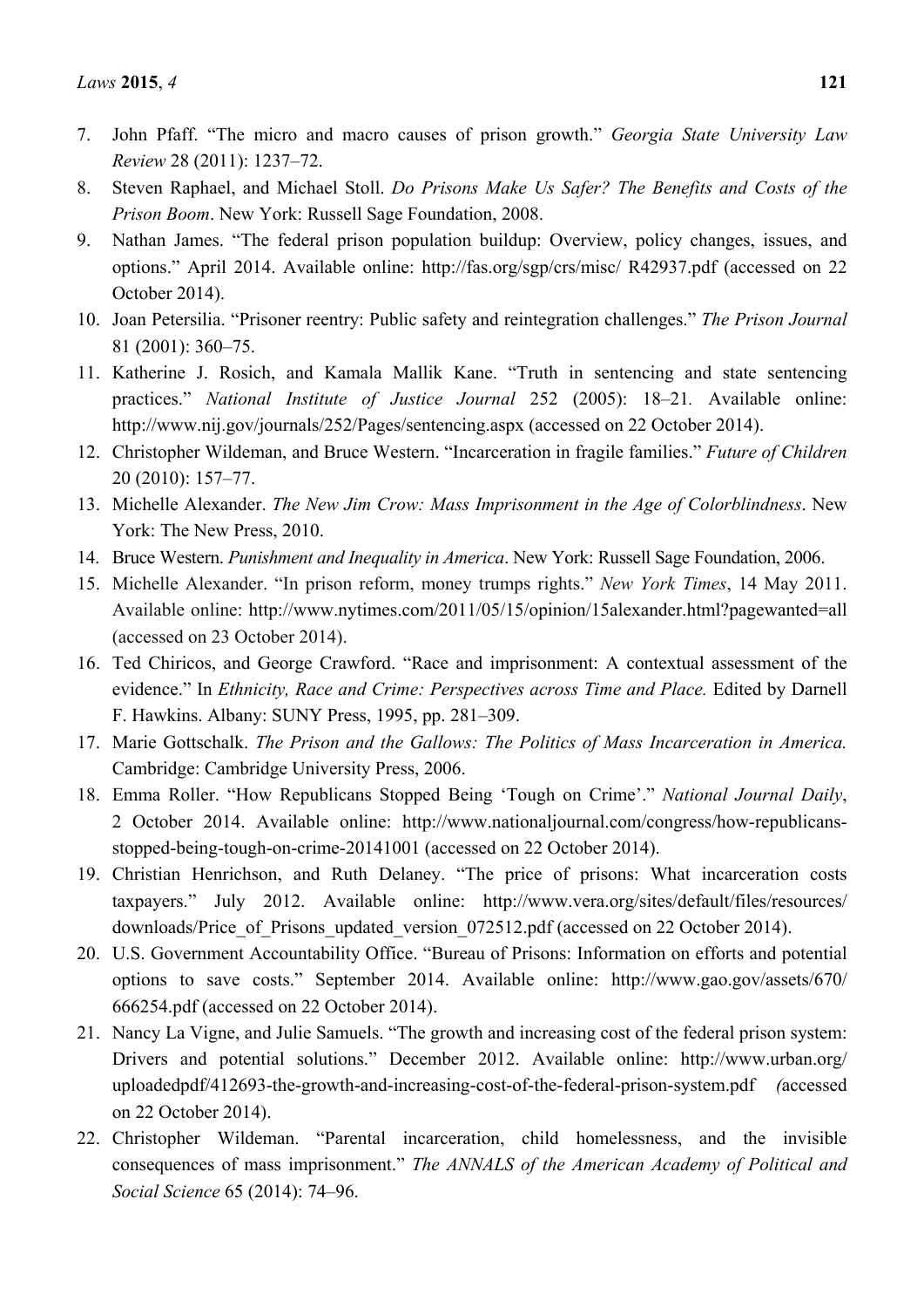7. John Pfaff. "The micro and macro causes of prison growth." *Georgia State University Law Review* 28 (2011): 1237–72.
8. Steven Raphael, and Michael Stoll. *Do Prisons Make Us Safer? The Benefits and Costs of the Prison Boom*. New York: Russell Sage Foundation, 2008.
9. Nathan James. "The federal prison population buildup: Overview, policy changes, issues, and options." April 2014. Available online: http://fas.org/sgp/crs/misc/ R42937.pdf (accessed on 22 October 2014).
10. Joan Petersilia. "Prisoner reentry: Public safety and reintegration challenges." *The Prison Journal* 81 (2001): 360–75.
11. Katherine J. Rosich, and Kamala Mallik Kane. "Truth in sentencing and state sentencing practices." *National Institute of Justice Journal* 252 (2005): 18–21. Available online: http://www.nij.gov/journals/252/Pages/sentencing.aspx (accessed on 22 October 2014).
12. Christopher Wildeman, and Bruce Western. "Incarceration in fragile families." *Future of Children* 20 (2010): 157–77.
13. Michelle Alexander. *The New Jim Crow: Mass Imprisonment in the Age of Colorblindness*. New York: The New Press, 2010.
14. Bruce Western. *Punishment and Inequality in America*. New York: Russell Sage Foundation, 2006.
15. Michelle Alexander. "In prison reform, money trumps rights." *New York Times*, 14 May 2011. Available online: http://www.nytimes.com/2011/05/15/opinion/15alexander.html?pagewanted=all (accessed on 23 October 2014).
16. Ted Chiricos, and George Crawford. "Race and imprisonment: A contextual assessment of the evidence." In *Ethnicity, Race and Crime: Perspectives across Time and Place.* Edited by Darnell F. Hawkins. Albany: SUNY Press, 1995, pp. 281–309.
17. Marie Gottschalk. *The Prison and the Gallows: The Politics of Mass Incarceration in America.* Cambridge: Cambridge University Press, 2006.
18. Emma Roller. "How Republicans Stopped Being 'Tough on Crime'." *National Journal Daily*, 2 October 2014. Available online: http://www.nationaljournal.com/congress/how-republicans-stopped-being-tough-on-crime-20141001 (accessed on 22 October 2014).
19. Christian Henrichson, and Ruth Delaney. "The price of prisons: What incarceration costs taxpayers." July 2012. Available online: http://www.vera.org/sites/default/files/resources/ downloads/Price_of_Prisons_updated_version_072512.pdf (accessed on 22 October 2014).
20. U.S. Government Accountability Office. "Bureau of Prisons: Information on efforts and potential options to save costs." September 2014. Available online: http://www.gao.gov/assets/670/ 666254.pdf (accessed on 22 October 2014).
21. Nancy La Vigne, and Julie Samuels. "The growth and increasing cost of the federal prison system: Drivers and potential solutions." December 2012. Available online: http://www.urban.org/ uploadedpdf/412693-the-growth-and-increasing-cost-of-the-federal-prison-system.pdf (accessed on 22 October 2014).
22. Christopher Wildeman. "Parental incarceration, child homelessness, and the invisible consequences of mass imprisonment." *The ANNALS of the American Academy of Political and Social Science* 65 (2014): 74–96.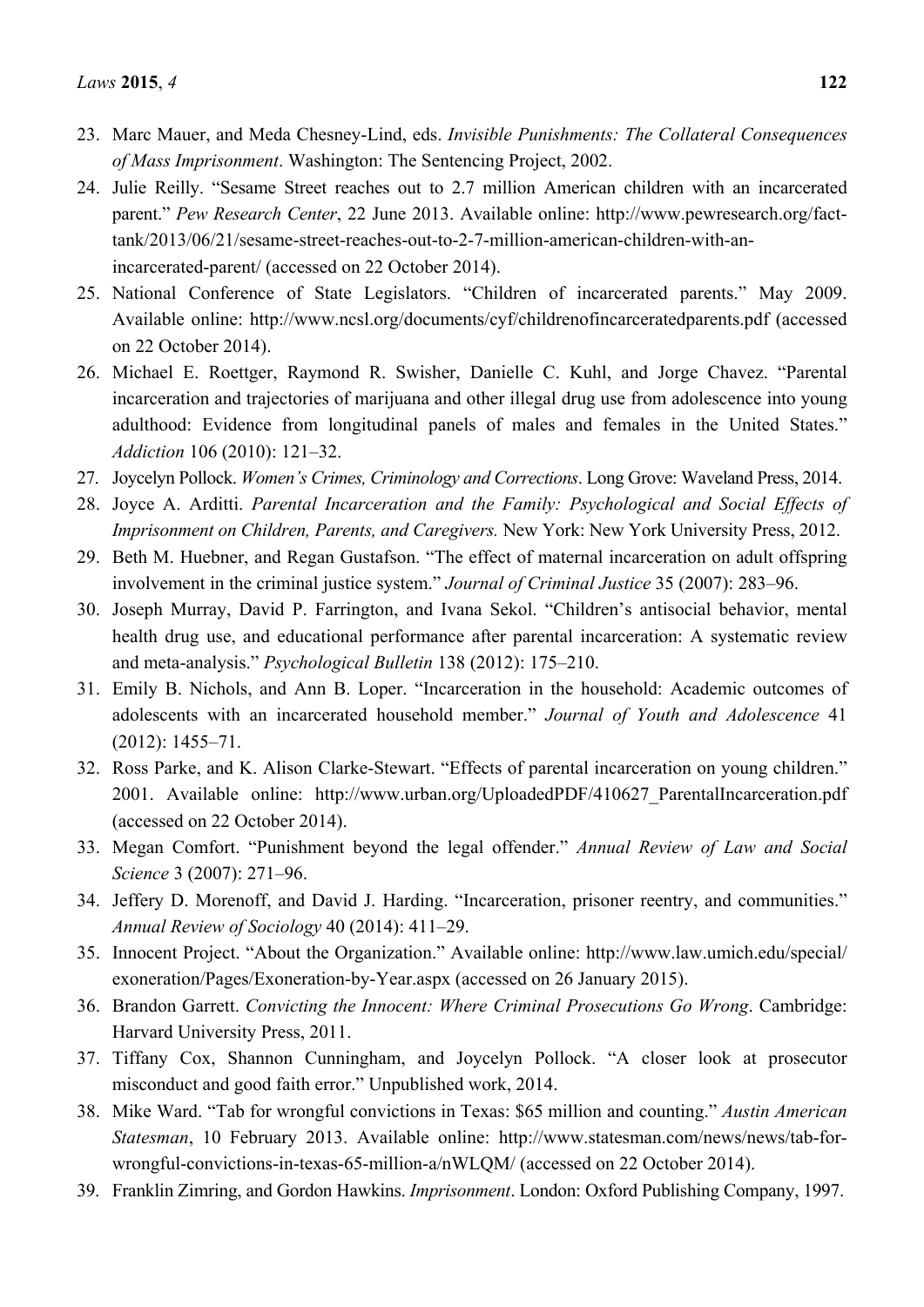23. Marc Mauer, and Meda Chesney-Lind, eds. *Invisible Punishments: The Collateral Consequences of Mass Imprisonment*. Washington: The Sentencing Project, 2002.
24. Julie Reilly. "Sesame Street reaches out to 2.7 million American children with an incarcerated parent." *Pew Research Center*, 22 June 2013. Available online: http://www.pewresearch.org/fact-tank/2013/06/21/sesame-street-reaches-out-to-2-7-million-american-children-with-an-incarcerated-parent/ (accessed on 22 October 2014).
25. National Conference of State Legislators. "Children of incarcerated parents." May 2009. Available online: http://www.ncsl.org/documents/cyf/childrenofincarceratedparents.pdf (accessed on 22 October 2014).
26. Michael E. Roettger, Raymond R. Swisher, Danielle C. Kuhl, and Jorge Chavez. "Parental incarceration and trajectories of marijuana and other illegal drug use from adolescence into young adulthood: Evidence from longitudinal panels of males and females in the United States." *Addiction* 106 (2010): 121–32.
27. Joycelyn Pollock. *Women's Crimes, Criminology and Corrections*. Long Grove: Waveland Press, 2014.
28. Joyce A. Arditti. *Parental Incarceration and the Family: Psychological and Social Effects of Imprisonment on Children, Parents, and Caregivers.* New York: New York University Press, 2012.
29. Beth M. Huebner, and Regan Gustafson. "The effect of maternal incarceration on adult offspring involvement in the criminal justice system." *Journal of Criminal Justice* 35 (2007): 283–96.
30. Joseph Murray, David P. Farrington, and Ivana Sekol. "Children's antisocial behavior, mental health drug use, and educational performance after parental incarceration: A systematic review and meta-analysis." *Psychological Bulletin* 138 (2012): 175–210.
31. Emily B. Nichols, and Ann B. Loper. "Incarceration in the household: Academic outcomes of adolescents with an incarcerated household member." *Journal of Youth and Adolescence* 41 (2012): 1455–71.
32. Ross Parke, and K. Alison Clarke-Stewart. "Effects of parental incarceration on young children." 2001. Available online: http://www.urban.org/UploadedPDF/410627_ParentalIncarceration.pdf (accessed on 22 October 2014).
33. Megan Comfort. "Punishment beyond the legal offender." *Annual Review of Law and Social Science* 3 (2007): 271–96.
34. Jeffery D. Morenoff, and David J. Harding. "Incarceration, prisoner reentry, and communities." *Annual Review of Sociology* 40 (2014): 411–29.
35. Innocent Project. "About the Organization." Available online: http://www.law.umich.edu/special/exoneration/Pages/Exoneration-by-Year.aspx (accessed on 26 January 2015).
36. Brandon Garrett. *Convicting the Innocent: Where Criminal Prosecutions Go Wrong*. Cambridge: Harvard University Press, 2011.
37. Tiffany Cox, Shannon Cunningham, and Joycelyn Pollock. "A closer look at prosecutor misconduct and good faith error." Unpublished work, 2014.
38. Mike Ward. "Tab for wrongful convictions in Texas: $65 million and counting." *Austin American Statesman*, 10 February 2013. Available online: http://www.statesman.com/news/news/tab-for-wrongful-convictions-in-texas-65-million-a/nWLQM/ (accessed on 22 October 2014).
39. Franklin Zimring, and Gordon Hawkins. *Imprisonment*. London: Oxford Publishing Company, 1997.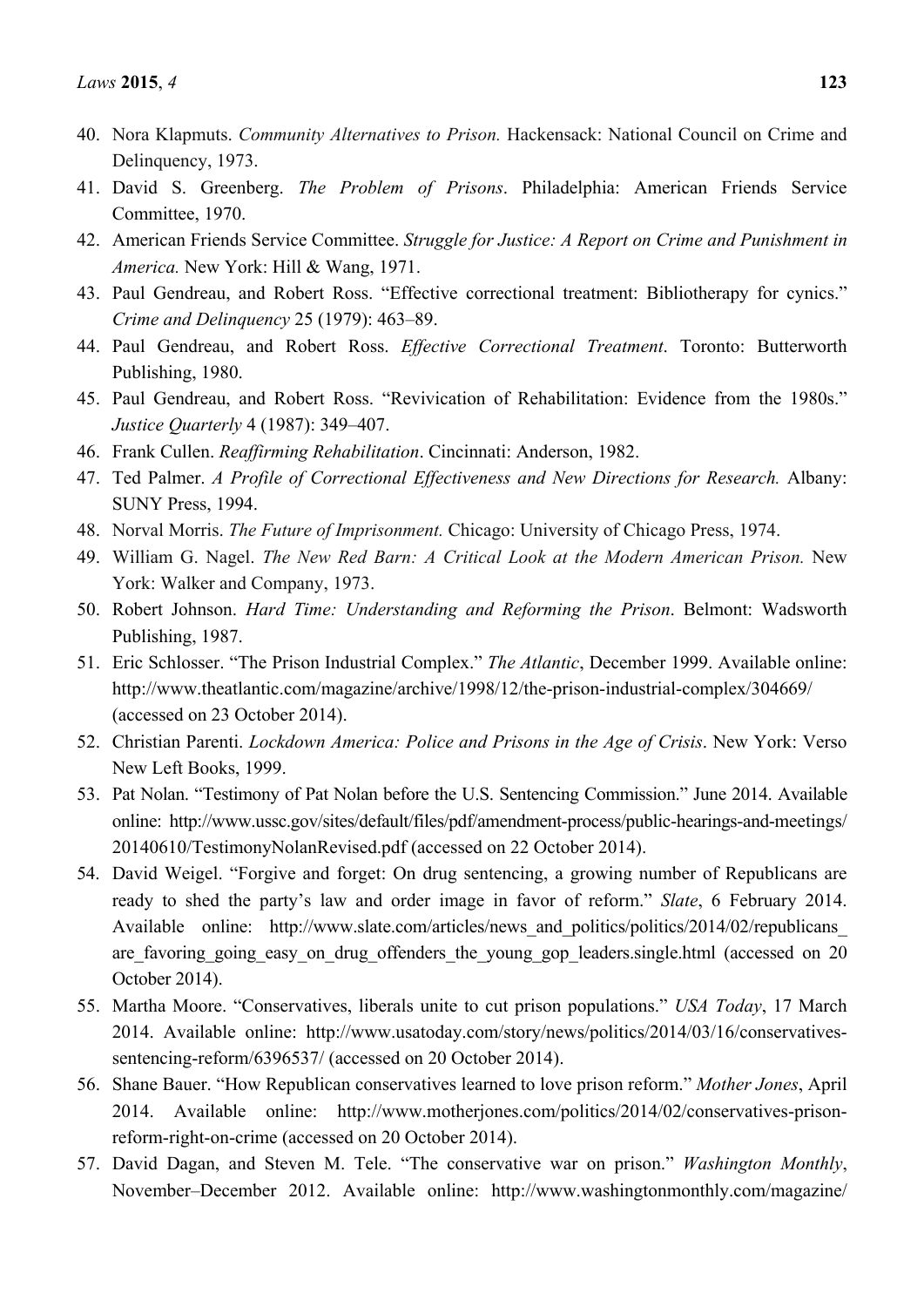40. Nora Klapmuts. *Community Alternatives to Prison.* Hackensack: National Council on Crime and Delinquency, 1973.
41. David S. Greenberg. *The Problem of Prisons*. Philadelphia: American Friends Service Committee, 1970.
42. American Friends Service Committee. *Struggle for Justice: A Report on Crime and Punishment in America.* New York: Hill & Wang, 1971.
43. Paul Gendreau, and Robert Ross. "Effective correctional treatment: Bibliotherapy for cynics." *Crime and Delinquency* 25 (1979): 463–89.
44. Paul Gendreau, and Robert Ross. *Effective Correctional Treatment*. Toronto: Butterworth Publishing, 1980.
45. Paul Gendreau, and Robert Ross. "Revivication of Rehabilitation: Evidence from the 1980s." *Justice Quarterly* 4 (1987): 349–407.
46. Frank Cullen. *Reaffirming Rehabilitation*. Cincinnati: Anderson, 1982.
47. Ted Palmer. *A Profile of Correctional Effectiveness and New Directions for Research.* Albany: SUNY Press, 1994.
48. Norval Morris. *The Future of Imprisonment.* Chicago: University of Chicago Press, 1974.
49. William G. Nagel. *The New Red Barn: A Critical Look at the Modern American Prison.* New York: Walker and Company, 1973.
50. Robert Johnson. *Hard Time: Understanding and Reforming the Prison*. Belmont: Wadsworth Publishing, 1987.
51. Eric Schlosser. "The Prison Industrial Complex." *The Atlantic*, December 1999. Available online: http://www.theatlantic.com/magazine/archive/1998/12/the-prison-industrial-complex/304669/ (accessed on 23 October 2014).
52. Christian Parenti. *Lockdown America: Police and Prisons in the Age of Crisis*. New York: Verso New Left Books, 1999.
53. Pat Nolan. "Testimony of Pat Nolan before the U.S. Sentencing Commission." June 2014. Available online: http://www.ussc.gov/sites/default/files/pdf/amendment-process/public-hearings-and-meetings/20140610/TestimonyNolanRevised.pdf (accessed on 22 October 2014).
54. David Weigel. "Forgive and forget: On drug sentencing, a growing number of Republicans are ready to shed the party's law and order image in favor of reform." *Slate*, 6 February 2014. Available online: http://www.slate.com/articles/news_and_politics/politics/2014/02/republicans_are_favoring_going_easy_on_drug_offenders_the_young_gop_leaders.single.html (accessed on 20 October 2014).
55. Martha Moore. "Conservatives, liberals unite to cut prison populations." *USA Today*, 17 March 2014. Available online: http://www.usatoday.com/story/news/politics/2014/03/16/conservatives-sentencing-reform/6396537/ (accessed on 20 October 2014).
56. Shane Bauer. "How Republican conservatives learned to love prison reform." *Mother Jones*, April 2014. Available online: http://www.motherjones.com/politics/2014/02/conservatives-prison-reform-right-on-crime (accessed on 20 October 2014).
57. David Dagan, and Steven M. Tele. "The conservative war on prison." *Washington Monthly*, November–December 2012. Available online: http://www.washingtonmonthly.com/magazine/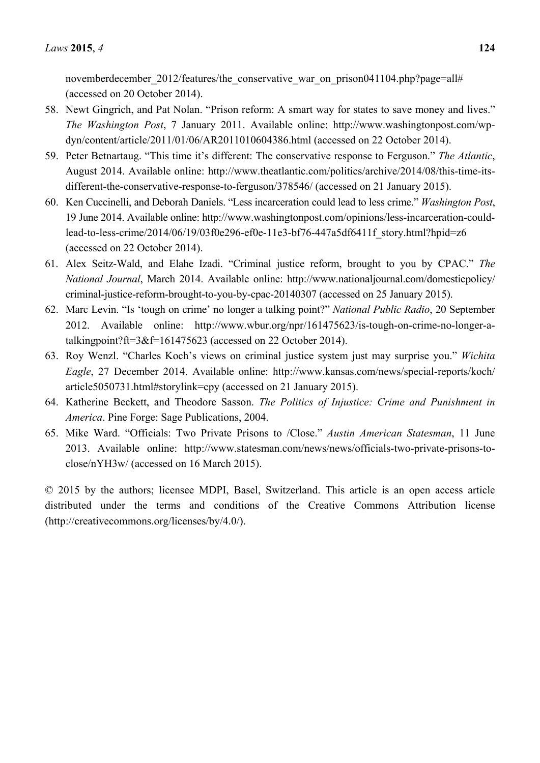novemberdecember_2012/features/the_conservative_war_on_prison041104.php?page=all# (accessed on 20 October 2014).

58. Newt Gingrich, and Pat Nolan. "Prison reform: A smart way for states to save money and lives." *The Washington Post*, 7 January 2011. Available online: http://www.washingtonpost.com/wp-dyn/content/article/2011/01/06/AR2011010604386.html (accessed on 22 October 2014).
59. Peter Betnartaug. "This time it's different: The conservative response to Ferguson." *The Atlantic*, August 2014. Available online: http://www.theatlantic.com/politics/archive/2014/08/this-time-its-different-the-conservative-response-to-ferguson/378546/ (accessed on 21 January 2015).
60. Ken Cuccinelli, and Deborah Daniels. "Less incarceration could lead to less crime." *Washington Post*, 19 June 2014. Available online: http://www.washingtonpost.com/opinions/less-incarceration-could-lead-to-less-crime/2014/06/19/03f0e296-ef0e-11e3-bf76-447a5df6411f_story.html?hpid=z6 (accessed on 22 October 2014).
61. Alex Seitz-Wald, and Elahe Izadi. "Criminal justice reform, brought to you by CPAC." *The National Journal*, March 2014. Available online: http://www.nationaljournal.com/domesticpolicy/criminal-justice-reform-brought-to-you-by-cpac-20140307 (accessed on 25 January 2015).
62. Marc Levin. "Is 'tough on crime' no longer a talking point?" *National Public Radio*, 20 September 2012. Available online: http://www.wbur.org/npr/161475623/is-tough-on-crime-no-longer-a-talkingpoint?ft=3&f=161475623 (accessed on 22 October 2014).
63. Roy Wenzl. "Charles Koch's views on criminal justice system just may surprise you." *Wichita Eagle*, 27 December 2014. Available online: http://www.kansas.com/news/special-reports/koch/article5050731.html#storylink=cpy (accessed on 21 January 2015).
64. Katherine Beckett, and Theodore Sasson. *The Politics of Injustice: Crime and Punishment in America*. Pine Forge: Sage Publications, 2004.
65. Mike Ward. "Officials: Two Private Prisons to /Close." *Austin American Statesman*, 11 June 2013. Available online: http://www.statesman.com/news/news/officials-two-private-prisons-to-close/nYH3w/ (accessed on 16 March 2015).

© 2015 by the authors; licensee MDPI, Basel, Switzerland. This article is an open access article distributed under the terms and conditions of the Creative Commons Attribution license (http://creativecommons.org/licenses/by/4.0/).